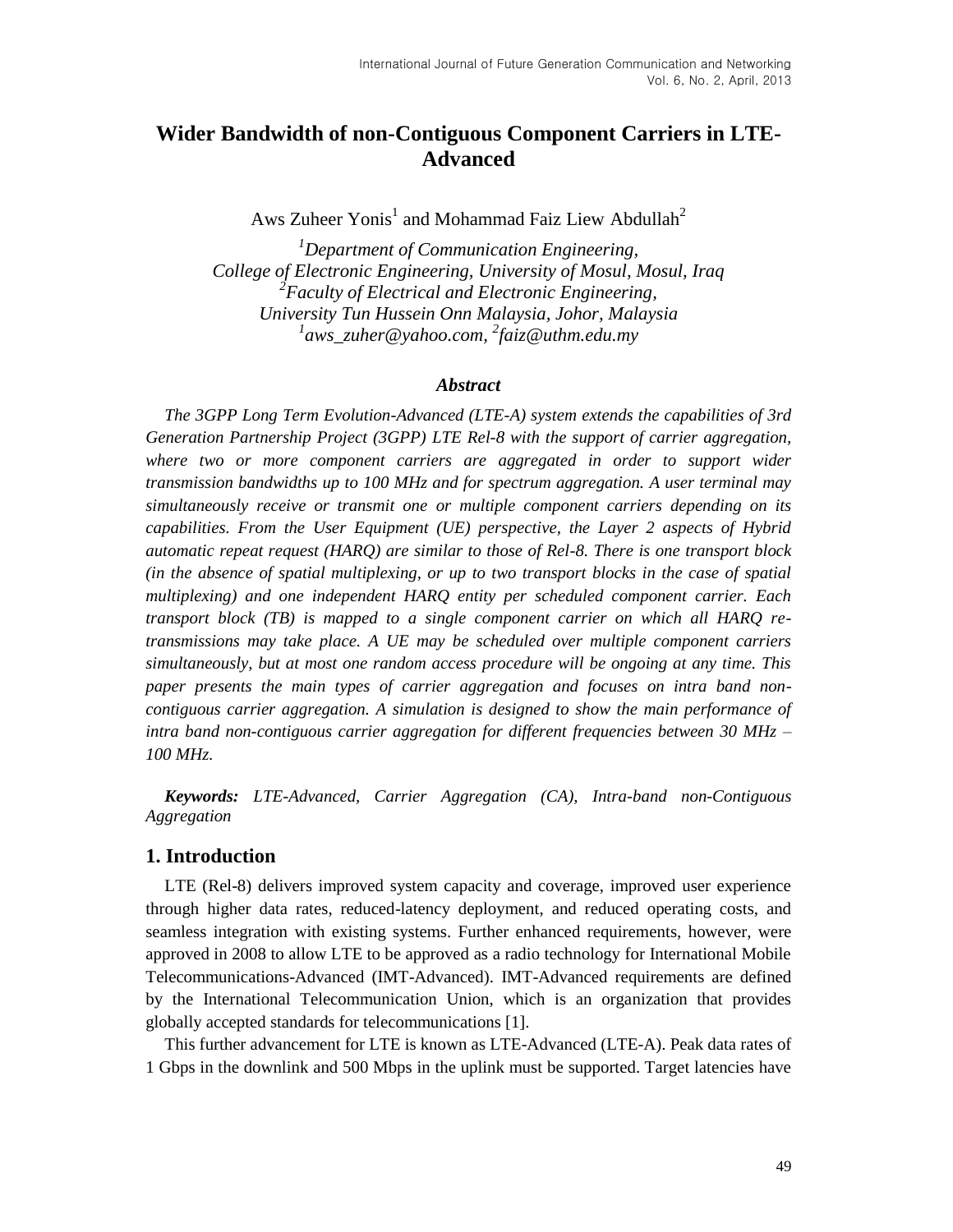# Wider Bandwidth of non-Contiguous Component Carriers in LTE-Advanced

Aws Zuheer Yonis[1] and Mohammad Faiz Liew Abdullah[2]

*[1]Department of Communication Engineering, College of Electronic Engineering, University of Mosul, Mosul, Iraq*
*[2]Faculty of Electrical and Electronic Engineering, University Tun Hussein Onn Malaysia, Johor, Malaysia*
*[1]aws_zuher@yahoo.com, [2]faiz@uthm.edu.my*

### *Abstract*

*The 3GPP Long Term Evolution-Advanced (LTE-A) system extends the capabilities of 3rd Generation Partnership Project (3GPP) LTE Rel-8 with the support of carrier aggregation, where two or more component carriers are aggregated in order to support wider transmission bandwidths up to 100 MHz and for spectrum aggregation. A user terminal may simultaneously receive or transmit one or multiple component carriers depending on its capabilities. From the User Equipment (UE) perspective, the Layer 2 aspects of Hybrid automatic repeat request (HARQ) are similar to those of Rel-8. There is one transport block (in the absence of spatial multiplexing, or up to two transport blocks in the case of spatial multiplexing) and one independent HARQ entity per scheduled component carrier. Each transport block (TB) is mapped to a single component carrier on which all HARQ re-transmissions may take place. A UE may be scheduled over multiple component carriers simultaneously, but at most one random access procedure will be ongoing at any time. This paper presents the main types of carrier aggregation and focuses on intra band non-contiguous carrier aggregation. A simulation is designed to show the main performance of intra band non-contiguous carrier aggregation for different frequencies between 30 MHz – 100 MHz.*

***Keywords:*** *LTE-Advanced, Carrier Aggregation (CA), Intra-band non-Contiguous Aggregation*

## 1. Introduction

LTE (Rel-8) delivers improved system capacity and coverage, improved user experience through higher data rates, reduced-latency deployment, and reduced operating costs, and seamless integration with existing systems. Further enhanced requirements, however, were approved in 2008 to allow LTE to be approved as a radio technology for International Mobile Telecommunications-Advanced (IMT-Advanced). IMT-Advanced requirements are defined by the International Telecommunication Union, which is an organization that provides globally accepted standards for telecommunications [1].

This further advancement for LTE is known as LTE-Advanced (LTE-A). Peak data rates of 1 Gbps in the downlink and 500 Mbps in the uplink must be supported. Target latencies have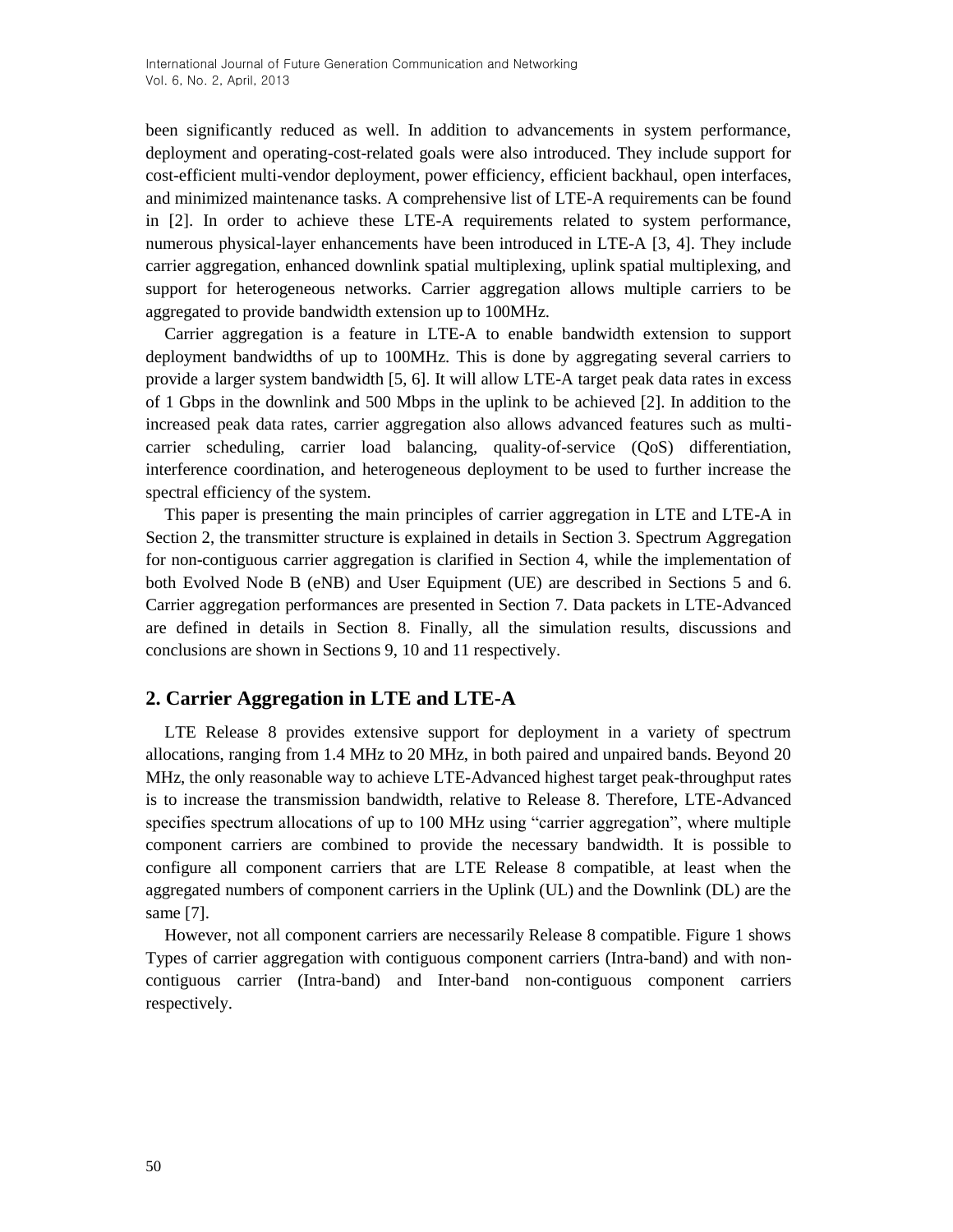been significantly reduced as well. In addition to advancements in system performance, deployment and operating-cost-related goals were also introduced. They include support for cost-efficient multi-vendor deployment, power efficiency, efficient backhaul, open interfaces, and minimized maintenance tasks. A comprehensive list of LTE-A requirements can be found in [2]. In order to achieve these LTE-A requirements related to system performance, numerous physical-layer enhancements have been introduced in LTE-A [3, 4]. They include carrier aggregation, enhanced downlink spatial multiplexing, uplink spatial multiplexing, and support for heterogeneous networks. Carrier aggregation allows multiple carriers to be aggregated to provide bandwidth extension up to 100MHz.

Carrier aggregation is a feature in LTE-A to enable bandwidth extension to support deployment bandwidths of up to 100MHz. This is done by aggregating several carriers to provide a larger system bandwidth [5, 6]. It will allow LTE-A target peak data rates in excess of 1 Gbps in the downlink and 500 Mbps in the uplink to be achieved [2]. In addition to the increased peak data rates, carrier aggregation also allows advanced features such as multi-carrier scheduling, carrier load balancing, quality-of-service (QoS) differentiation, interference coordination, and heterogeneous deployment to be used to further increase the spectral efficiency of the system.

This paper is presenting the main principles of carrier aggregation in LTE and LTE-A in Section 2, the transmitter structure is explained in details in Section 3. Spectrum Aggregation for non-contiguous carrier aggregation is clarified in Section 4, while the implementation of both Evolved Node B (eNB) and User Equipment (UE) are described in Sections 5 and 6. Carrier aggregation performances are presented in Section 7. Data packets in LTE-Advanced are defined in details in Section 8. Finally, all the simulation results, discussions and conclusions are shown in Sections 9, 10 and 11 respectively.

## 2. Carrier Aggregation in LTE and LTE-A

LTE Release 8 provides extensive support for deployment in a variety of spectrum allocations, ranging from 1.4 MHz to 20 MHz, in both paired and unpaired bands. Beyond 20 MHz, the only reasonable way to achieve LTE-Advanced highest target peak-throughput rates is to increase the transmission bandwidth, relative to Release 8. Therefore, LTE-Advanced specifies spectrum allocations of up to 100 MHz using "carrier aggregation", where multiple component carriers are combined to provide the necessary bandwidth. It is possible to configure all component carriers that are LTE Release 8 compatible, at least when the aggregated numbers of component carriers in the Uplink (UL) and the Downlink (DL) are the same [7].

However, not all component carriers are necessarily Release 8 compatible. Figure 1 shows Types of carrier aggregation with contiguous component carriers (Intra-band) and with non-contiguous carrier (Intra-band) and Inter-band non-contiguous component carriers respectively.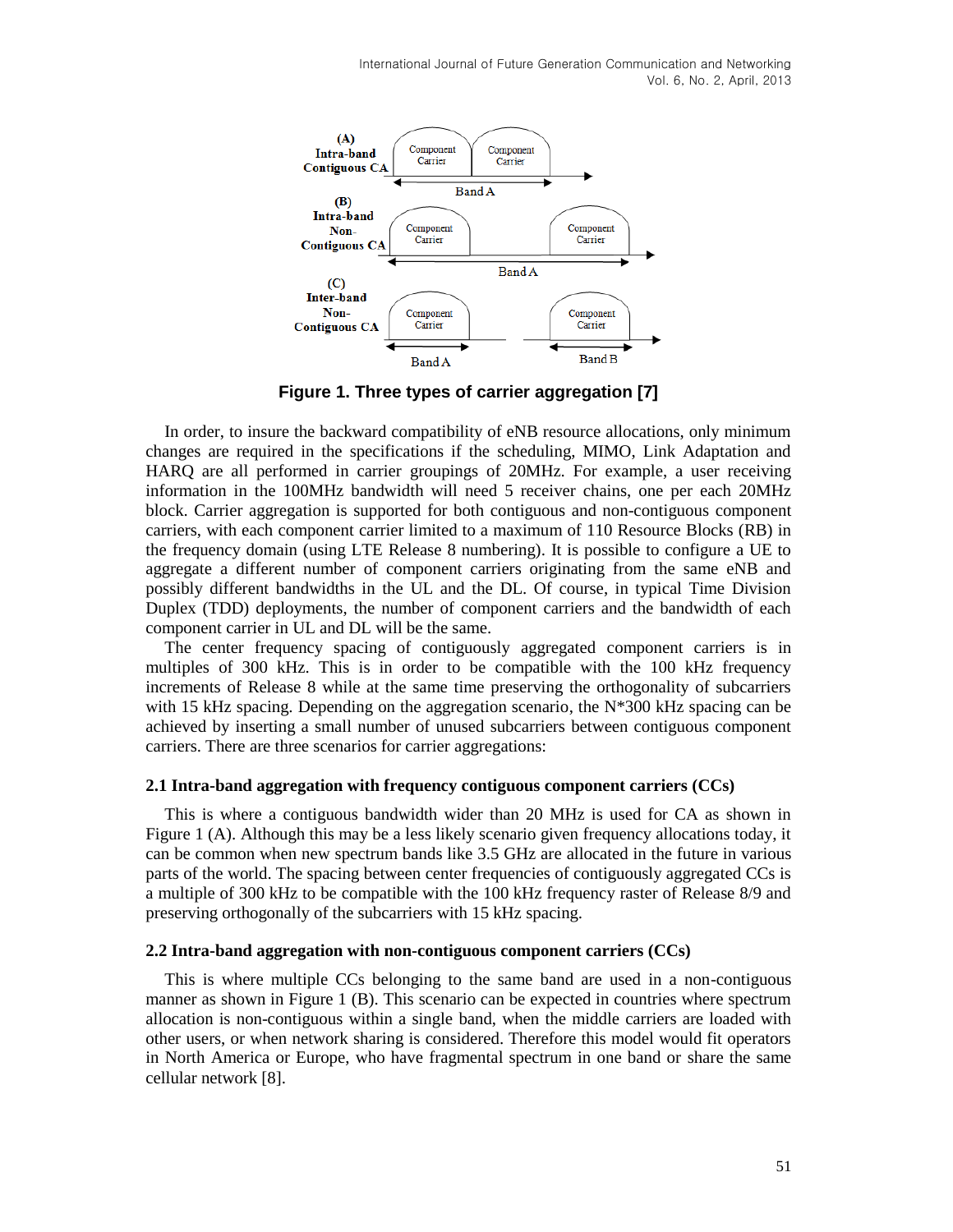Figure 1. Three types of carrier aggregation [7]

In order, to insure the backward compatibility of eNB resource allocations, only minimum changes are required in the specifications if the scheduling, MIMO, Link Adaptation and HARQ are all performed in carrier groupings of 20MHz. For example, a user receiving information in the 100MHz bandwidth will need 5 receiver chains, one per each 20MHz block. Carrier aggregation is supported for both contiguous and non-contiguous component carriers, with each component carrier limited to a maximum of 110 Resource Blocks (RB) in the frequency domain (using LTE Release 8 numbering). It is possible to configure a UE to aggregate a different number of component carriers originating from the same eNB and possibly different bandwidths in the UL and the DL. Of course, in typical Time Division Duplex (TDD) deployments, the number of component carriers and the bandwidth of each component carrier in UL and DL will be the same.

The center frequency spacing of contiguously aggregated component carriers is in multiples of 300 kHz. This is in order to be compatible with the 100 kHz frequency increments of Release 8 while at the same time preserving the orthogonality of subcarriers with 15 kHz spacing. Depending on the aggregation scenario, the N*300 kHz spacing can be achieved by inserting a small number of unused subcarriers between contiguous component carriers. There are three scenarios for carrier aggregations:

### 2.1 Intra-band aggregation with frequency contiguous component carriers (CCs)

This is where a contiguous bandwidth wider than 20 MHz is used for CA as shown in Figure 1 (A). Although this may be a less likely scenario given frequency allocations today, it can be common when new spectrum bands like 3.5 GHz are allocated in the future in various parts of the world. The spacing between center frequencies of contiguously aggregated CCs is a multiple of 300 kHz to be compatible with the 100 kHz frequency raster of Release 8/9 and preserving orthogonally of the subcarriers with 15 kHz spacing.

### 2.2 Intra-band aggregation with non-contiguous component carriers (CCs)

This is where multiple CCs belonging to the same band are used in a non-contiguous manner as shown in Figure 1 (B). This scenario can be expected in countries where spectrum allocation is non-contiguous within a single band, when the middle carriers are loaded with other users, or when network sharing is considered. Therefore this model would fit operators in North America or Europe, who have fragmental spectrum in one band or share the same cellular network [8].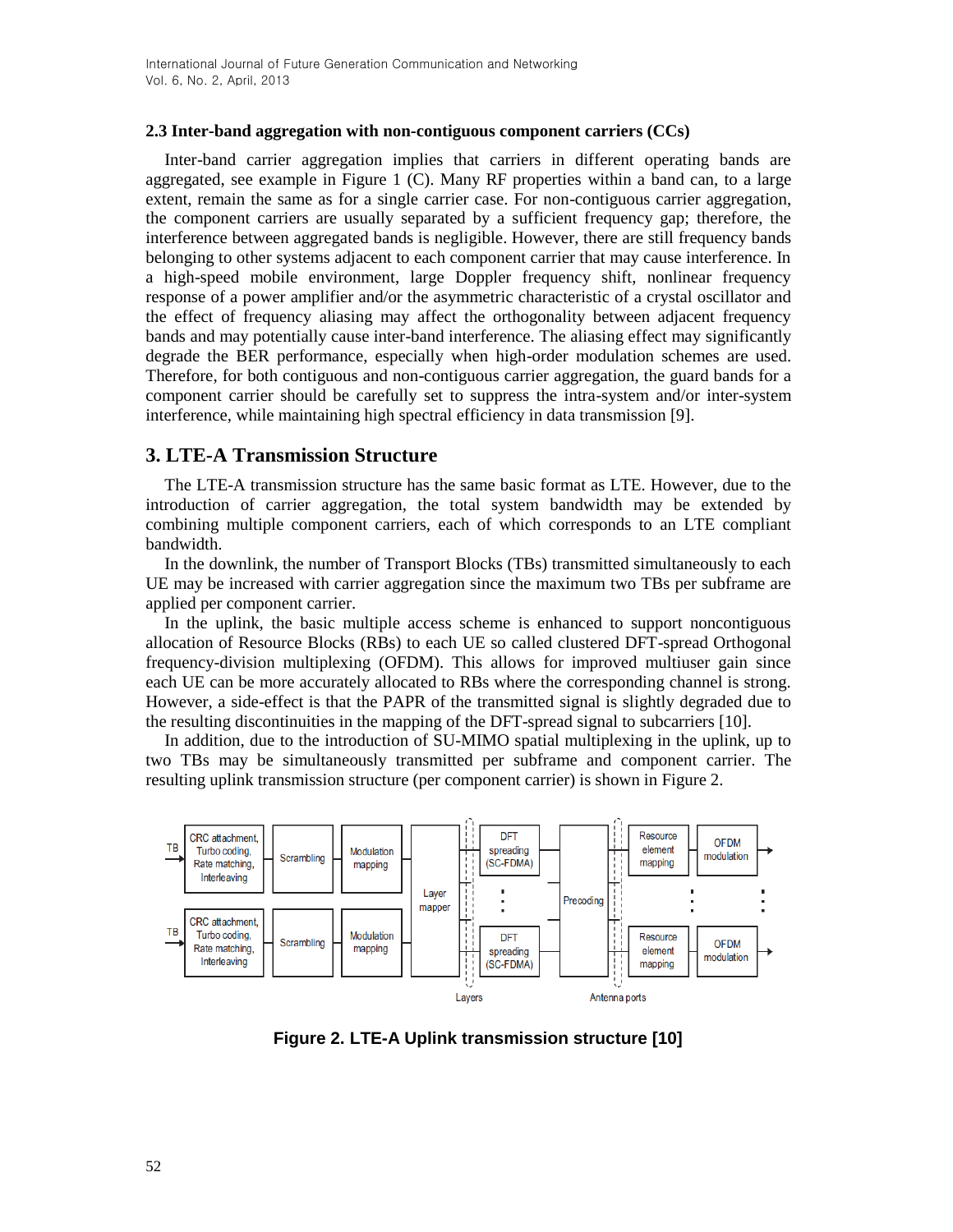### 2.3 Inter-band aggregation with non-contiguous component carriers (CCs)

Inter-band carrier aggregation implies that carriers in different operating bands are aggregated, see example in Figure 1 (C). Many RF properties within a band can, to a large extent, remain the same as for a single carrier case. For non-contiguous carrier aggregation, the component carriers are usually separated by a sufficient frequency gap; therefore, the interference between aggregated bands is negligible. However, there are still frequency bands belonging to other systems adjacent to each component carrier that may cause interference. In a high-speed mobile environment, large Doppler frequency shift, nonlinear frequency response of a power amplifier and/or the asymmetric characteristic of a crystal oscillator and the effect of frequency aliasing may affect the orthogonality between adjacent frequency bands and may potentially cause inter-band interference. The aliasing effect may significantly degrade the BER performance, especially when high-order modulation schemes are used. Therefore, for both contiguous and non-contiguous carrier aggregation, the guard bands for a component carrier should be carefully set to suppress the intra-system and/or inter-system interference, while maintaining high spectral efficiency in data transmission [9].

## 3. LTE-A Transmission Structure

The LTE-A transmission structure has the same basic format as LTE. However, due to the introduction of carrier aggregation, the total system bandwidth may be extended by combining multiple component carriers, each of which corresponds to an LTE compliant bandwidth.

In the downlink, the number of Transport Blocks (TBs) transmitted simultaneously to each UE may be increased with carrier aggregation since the maximum two TBs per subframe are applied per component carrier.

In the uplink, the basic multiple access scheme is enhanced to support noncontiguous allocation of Resource Blocks (RBs) to each UE so called clustered DFT-spread Orthogonal frequency-division multiplexing (OFDM). This allows for improved multiuser gain since each UE can be more accurately allocated to RBs where the corresponding channel is strong. However, a side-effect is that the PAPR of the transmitted signal is slightly degraded due to the resulting discontinuities in the mapping of the DFT-spread signal to subcarriers [10].

In addition, due to the introduction of SU-MIMO spatial multiplexing in the uplink, up to two TBs may be simultaneously transmitted per subframe and component carrier. The resulting uplink transmission structure (per component carrier) is shown in Figure 2.

**Figure 2. LTE-A Uplink transmission structure [10]**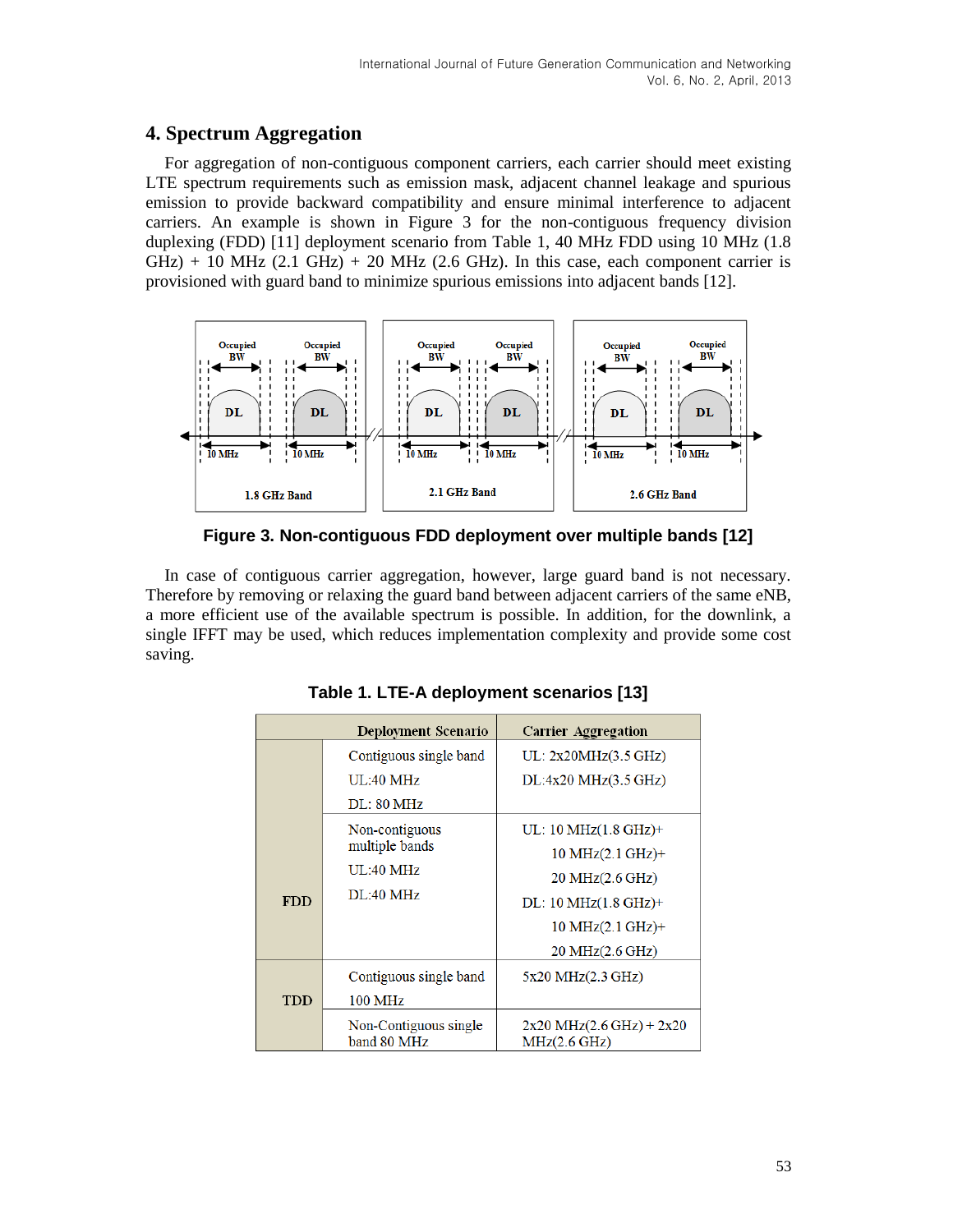## 4. Spectrum Aggregation

For aggregation of non-contiguous component carriers, each carrier should meet existing LTE spectrum requirements such as emission mask, adjacent channel leakage and spurious emission to provide backward compatibility and ensure minimal interference to adjacent carriers. An example is shown in Figure 3 for the non-contiguous frequency division duplexing (FDD) [11] deployment scenario from Table 1, 40 MHz FDD using 10 MHz (1.8 GHz) + 10 MHz (2.1 GHz) + 20 MHz (2.6 GHz). In this case, each component carrier is provisioned with guard band to minimize spurious emissions into adjacent bands [12].

**Figure 3. Non-contiguous FDD deployment over multiple bands [12]**

In case of contiguous carrier aggregation, however, large guard band is not necessary. Therefore by removing or relaxing the guard band between adjacent carriers of the same eNB, a more efficient use of the available spectrum is possible. In addition, for the downlink, a single IFFT may be used, which reduces implementation complexity and provide some cost saving.

**Table 1. LTE-A deployment scenarios [13]**

| | Deployment Scenario | Carrier Aggregation |
|---|---|---|
| FDD | Contiguous single band<br>UL:40 MHz<br>DL: 80 MHz | UL: 2x20MHz(3.5 GHz)<br>DL:4x20 MHz(3.5 GHz) |
| | Non-contiguous multiple bands<br>UL:40 MHz<br>DL:40 MHz | UL: 10 MHz(1.8 GHz)+<br>10 MHz(2.1 GHz)+<br>20 MHz(2.6 GHz)<br>DL: 10 MHz(1.8 GHz)+<br>10 MHz(2.1 GHz)+<br>20 MHz(2.6 GHz) |
| TDD | Contiguous single band<br>100 MHz | 5x20 MHz(2.3 GHz) |
| | Non-Contiguous single band 80 MHz | 2x20 MHz(2.6 GHz) + 2x20 MHz(2.6 GHz) |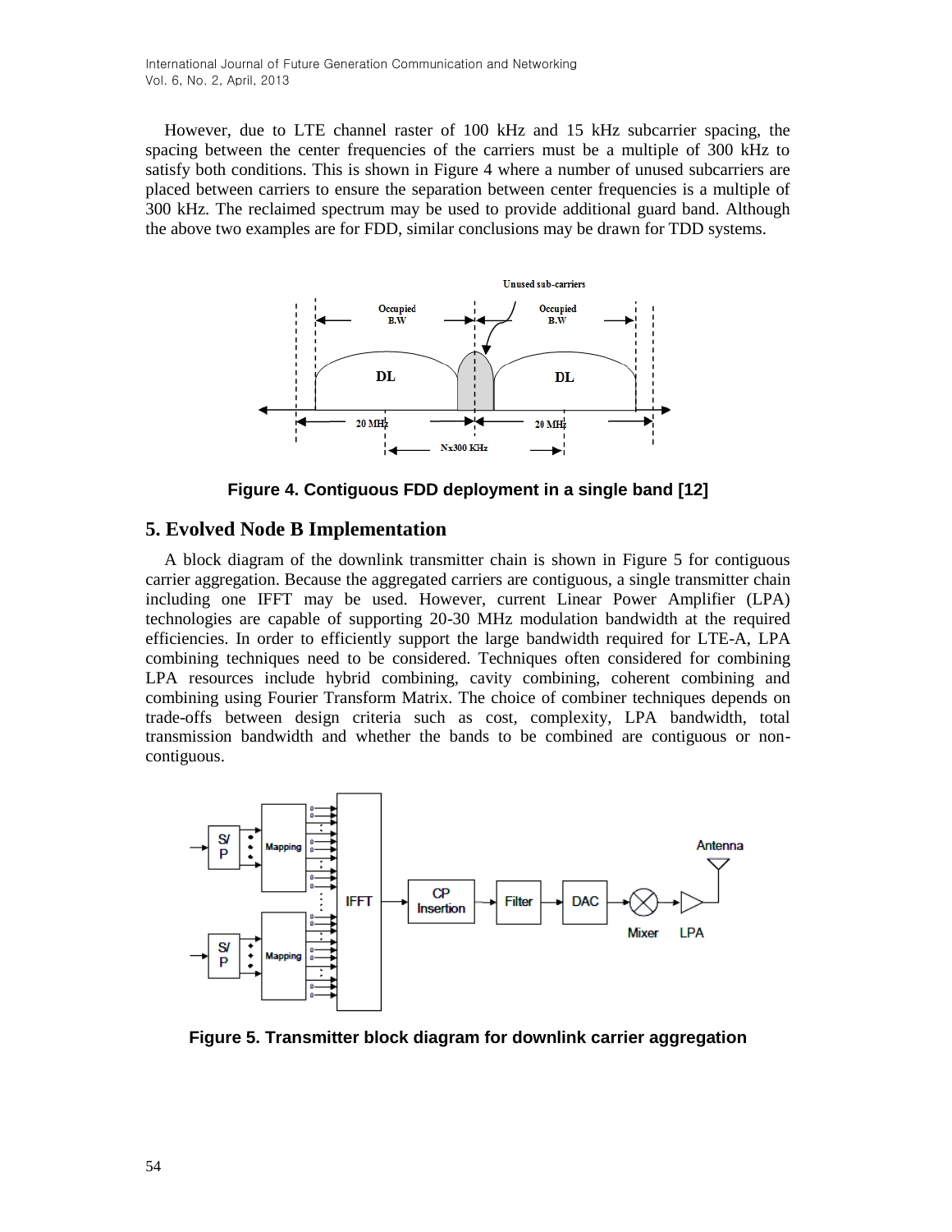However, due to LTE channel raster of 100 kHz and 15 kHz subcarrier spacing, the spacing between the center frequencies of the carriers must be a multiple of 300 kHz to satisfy both conditions. This is shown in Figure 4 where a number of unused subcarriers are placed between carriers to ensure the separation between center frequencies is a multiple of 300 kHz. The reclaimed spectrum may be used to provide additional guard band. Although the above two examples are for FDD, similar conclusions may be drawn for TDD systems.

**Figure 4. Contiguous FDD deployment in a single band [12]**

## 5. Evolved Node B Implementation

A block diagram of the downlink transmitter chain is shown in Figure 5 for contiguous carrier aggregation. Because the aggregated carriers are contiguous, a single transmitter chain including one IFFT may be used. However, current Linear Power Amplifier (LPA) technologies are capable of supporting 20-30 MHz modulation bandwidth at the required efficiencies. In order to efficiently support the large bandwidth required for LTE-A, LPA combining techniques need to be considered. Techniques often considered for combining LPA resources include hybrid combining, cavity combining, coherent combining and combining using Fourier Transform Matrix. The choice of combiner techniques depends on trade-offs between design criteria such as cost, complexity, LPA bandwidth, total transmission bandwidth and whether the bands to be combined are contiguous or non-contiguous.

**Figure 5. Transmitter block diagram for downlink carrier aggregation**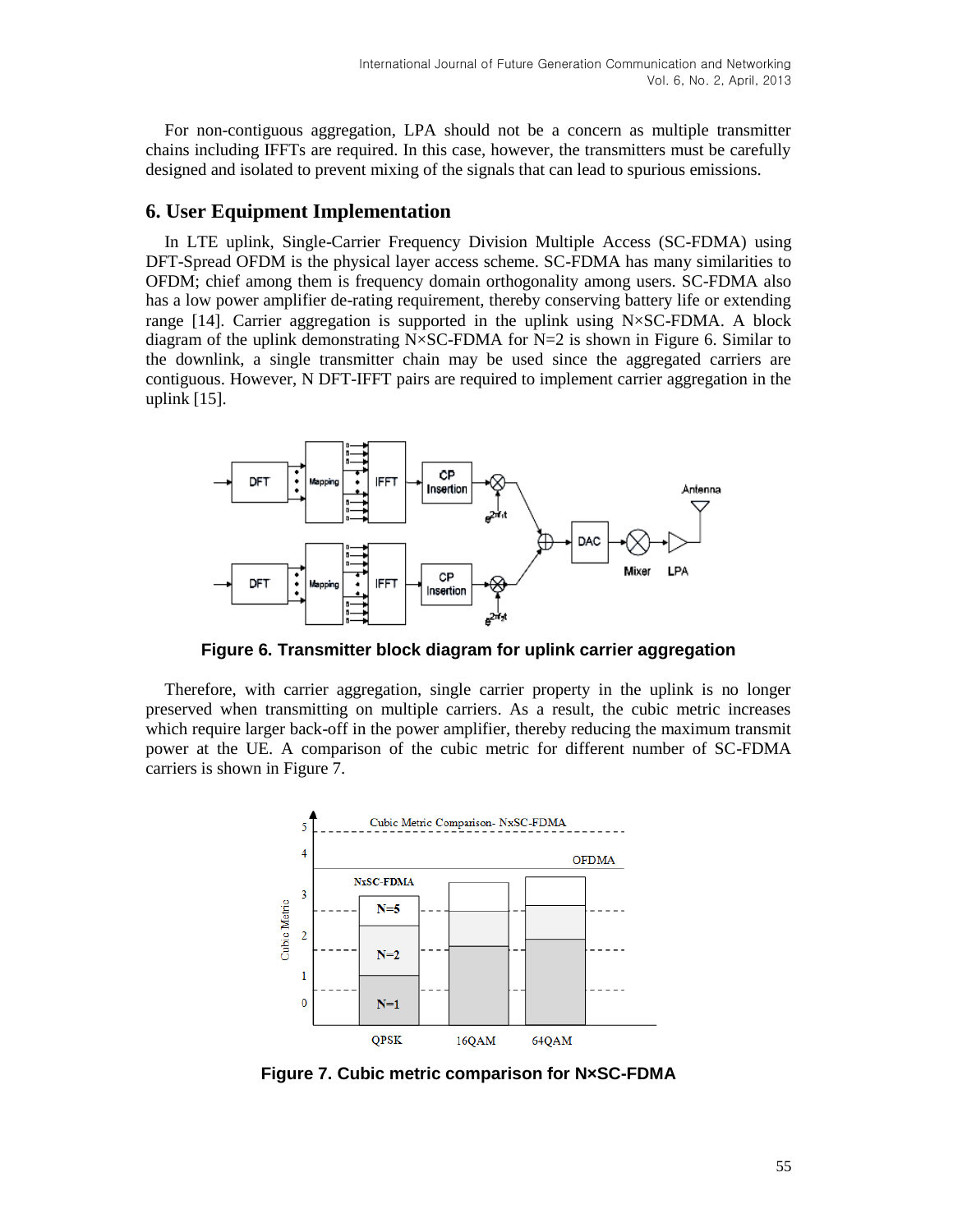For non-contiguous aggregation, LPA should not be a concern as multiple transmitter chains including IFFTs are required. In this case, however, the transmitters must be carefully designed and isolated to prevent mixing of the signals that can lead to spurious emissions.

## 6. User Equipment Implementation

In LTE uplink, Single-Carrier Frequency Division Multiple Access (SC-FDMA) using DFT-Spread OFDM is the physical layer access scheme. SC-FDMA has many similarities to OFDM; chief among them is frequency domain orthogonality among users. SC-FDMA also has a low power amplifier de-rating requirement, thereby conserving battery life or extending range [14]. Carrier aggregation is supported in the uplink using N×SC-FDMA. A block diagram of the uplink demonstrating N×SC-FDMA for N=2 is shown in Figure 6. Similar to the downlink, a single transmitter chain may be used since the aggregated carriers are contiguous. However, N DFT-IFFT pairs are required to implement carrier aggregation in the uplink [15].

**Figure 6. Transmitter block diagram for uplink carrier aggregation**

Therefore, with carrier aggregation, single carrier property in the uplink is no longer preserved when transmitting on multiple carriers. As a result, the cubic metric increases which require larger back-off in the power amplifier, thereby reducing the maximum transmit power at the UE. A comparison of the cubic metric for different number of SC-FDMA carriers is shown in Figure 7.

**Figure 7. Cubic metric comparison for N×SC-FDMA**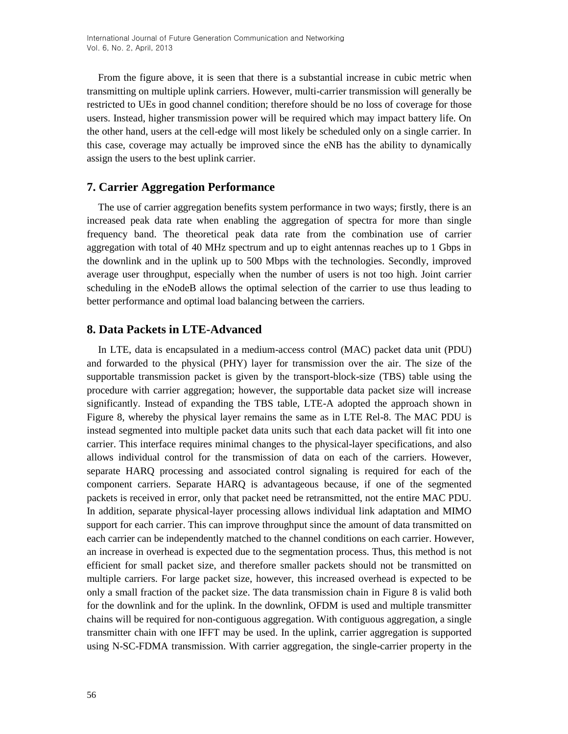From the figure above, it is seen that there is a substantial increase in cubic metric when transmitting on multiple uplink carriers. However, multi-carrier transmission will generally be restricted to UEs in good channel condition; therefore should be no loss of coverage for those users. Instead, higher transmission power will be required which may impact battery life. On the other hand, users at the cell-edge will most likely be scheduled only on a single carrier. In this case, coverage may actually be improved since the eNB has the ability to dynamically assign the users to the best uplink carrier.

## 7. Carrier Aggregation Performance

The use of carrier aggregation benefits system performance in two ways; firstly, there is an increased peak data rate when enabling the aggregation of spectra for more than single frequency band. The theoretical peak data rate from the combination use of carrier aggregation with total of 40 MHz spectrum and up to eight antennas reaches up to 1 Gbps in the downlink and in the uplink up to 500 Mbps with the technologies. Secondly, improved average user throughput, especially when the number of users is not too high. Joint carrier scheduling in the eNodeB allows the optimal selection of the carrier to use thus leading to better performance and optimal load balancing between the carriers.

## 8. Data Packets in LTE-Advanced

In LTE, data is encapsulated in a medium-access control (MAC) packet data unit (PDU) and forwarded to the physical (PHY) layer for transmission over the air. The size of the supportable transmission packet is given by the transport-block-size (TBS) table using the procedure with carrier aggregation; however, the supportable data packet size will increase significantly. Instead of expanding the TBS table, LTE-A adopted the approach shown in Figure 8, whereby the physical layer remains the same as in LTE Rel-8. The MAC PDU is instead segmented into multiple packet data units such that each data packet will fit into one carrier. This interface requires minimal changes to the physical-layer specifications, and also allows individual control for the transmission of data on each of the carriers. However, separate HARQ processing and associated control signaling is required for each of the component carriers. Separate HARQ is advantageous because, if one of the segmented packets is received in error, only that packet need be retransmitted, not the entire MAC PDU. In addition, separate physical-layer processing allows individual link adaptation and MIMO support for each carrier. This can improve throughput since the amount of data transmitted on each carrier can be independently matched to the channel conditions on each carrier. However, an increase in overhead is expected due to the segmentation process. Thus, this method is not efficient for small packet size, and therefore smaller packets should not be transmitted on multiple carriers. For large packet size, however, this increased overhead is expected to be only a small fraction of the packet size. The data transmission chain in Figure 8 is valid both for the downlink and for the uplink. In the downlink, OFDM is used and multiple transmitter chains will be required for non-contiguous aggregation. With contiguous aggregation, a single transmitter chain with one IFFT may be used. In the uplink, carrier aggregation is supported using N-SC-FDMA transmission. With carrier aggregation, the single-carrier property in the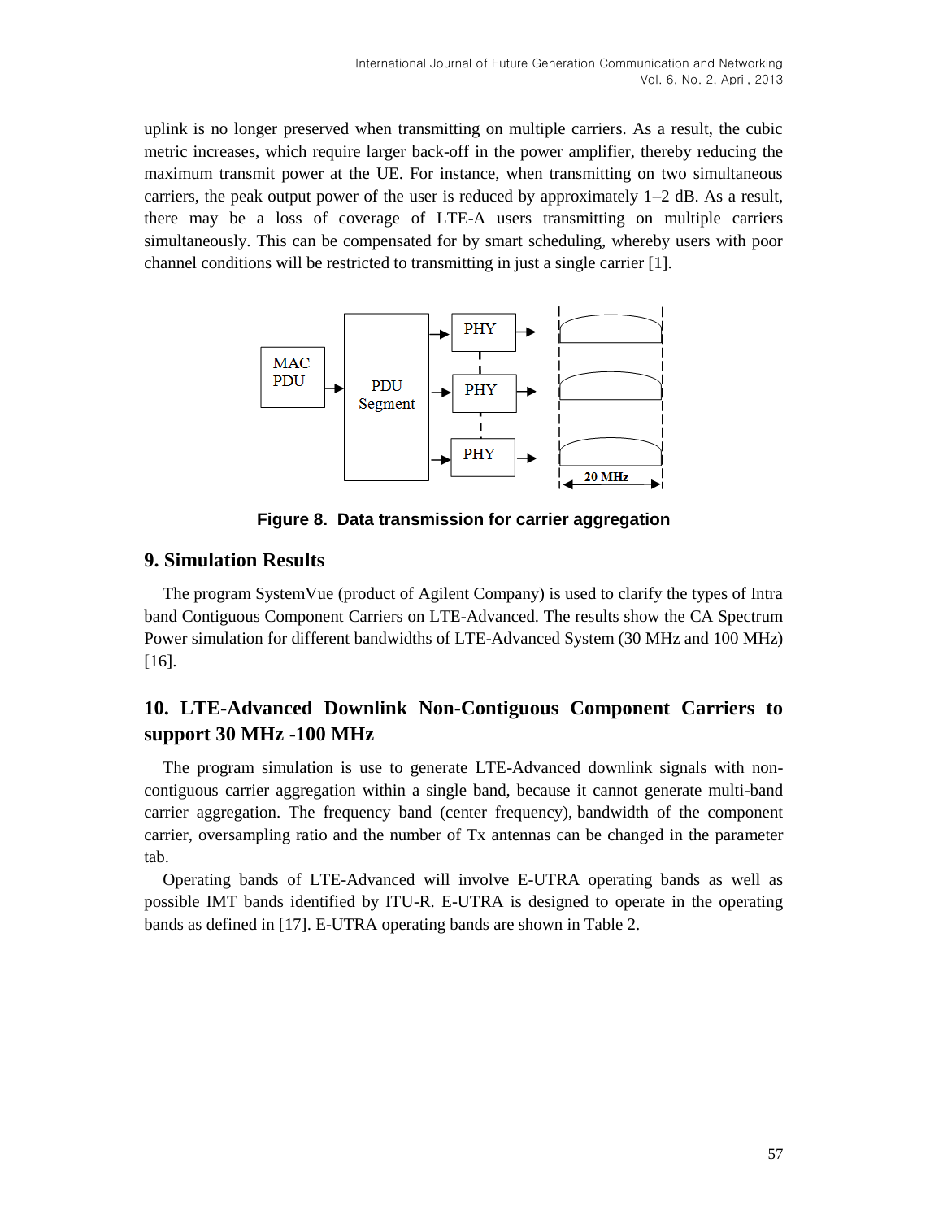uplink is no longer preserved when transmitting on multiple carriers. As a result, the cubic metric increases, which require larger back-off in the power amplifier, thereby reducing the maximum transmit power at the UE. For instance, when transmitting on two simultaneous carriers, the peak output power of the user is reduced by approximately 1–2 dB. As a result, there may be a loss of coverage of LTE-A users transmitting on multiple carriers simultaneously. This can be compensated for by smart scheduling, whereby users with poor channel conditions will be restricted to transmitting in just a single carrier [1].

**Figure 8. Data transmission for carrier aggregation**

## 9. Simulation Results

The program SystemVue (product of Agilent Company) is used to clarify the types of Intra band Contiguous Component Carriers on LTE-Advanced. The results show the CA Spectrum Power simulation for different bandwidths of LTE-Advanced System (30 MHz and 100 MHz) [16].

## 10. LTE-Advanced Downlink Non-Contiguous Component Carriers to support 30 MHz -100 MHz

The program simulation is use to generate LTE-Advanced downlink signals with non-contiguous carrier aggregation within a single band, because it cannot generate multi-band carrier aggregation. The frequency band (center frequency), bandwidth of the component carrier, oversampling ratio and the number of Tx antennas can be changed in the parameter tab.

Operating bands of LTE-Advanced will involve E-UTRA operating bands as well as possible IMT bands identified by ITU-R. E-UTRA is designed to operate in the operating bands as defined in [17]. E-UTRA operating bands are shown in Table 2.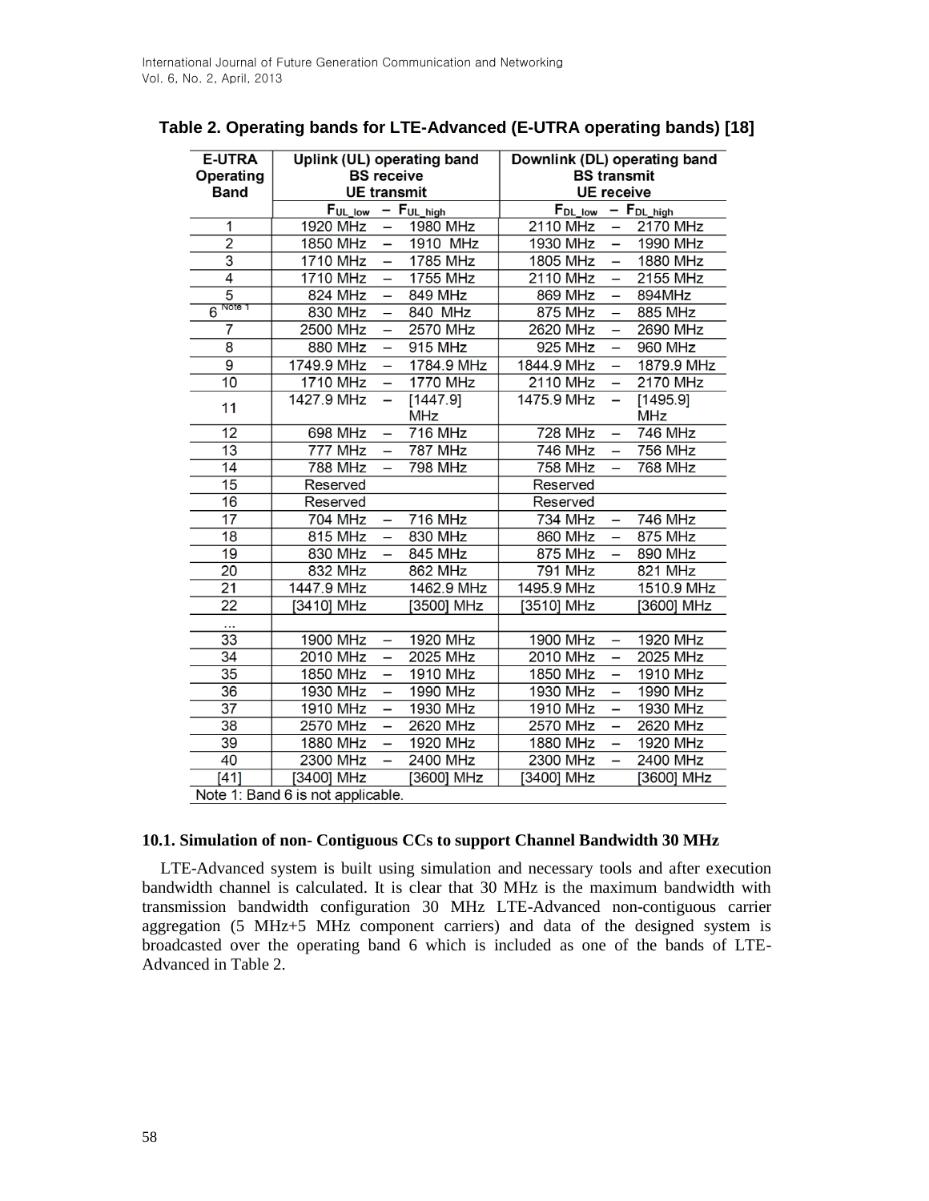**Table 2. Operating bands for LTE-Advanced (E-UTRA operating bands) [18]**

| E-UTRA Operating Band | Uplink (UL) operating band BS receive UE transmit | Downlink (DL) operating band BS transmit UE receive |
|---|---|---|
| | $F_{UL\_low}$ – $F_{UL\_high}$ | $F_{DL\_low}$ – $F_{DL\_high}$ |
| 1 | 1920 MHz – 1980 MHz | 2110 MHz – 2170 MHz |
| 2 | 1850 MHz – 1910 MHz | 1930 MHz – 1990 MHz |
| 3 | 1710 MHz – 1785 MHz | 1805 MHz – 1880 MHz |
| 4 | 1710 MHz – 1755 MHz | 2110 MHz – 2155 MHz |
| 5 | 824 MHz – 849 MHz | 869 MHz – 894MHz |
| 6 [Note 1] | 830 MHz – 840 MHz | 875 MHz – 885 MHz |
| 7 | 2500 MHz – 2570 MHz | 2620 MHz – 2690 MHz |
| 8 | 880 MHz – 915 MHz | 925 MHz – 960 MHz |
| 9 | 1749.9 MHz – 1784.9 MHz | 1844.9 MHz – 1879.9 MHz |
| 10 | 1710 MHz – 1770 MHz | 2110 MHz – 2170 MHz |
| 11 | 1427.9 MHz – [1447.9] MHz | 1475.9 MHz – [1495.9] MHz |
| 12 | 698 MHz – 716 MHz | 728 MHz – 746 MHz |
| 13 | 777 MHz – 787 MHz | 746 MHz – 756 MHz |
| 14 | 788 MHz – 798 MHz | 758 MHz – 768 MHz |
| 15 | Reserved | Reserved |
| 16 | Reserved | Reserved |
| 17 | 704 MHz – 716 MHz | 734 MHz – 746 MHz |
| 18 | 815 MHz – 830 MHz | 860 MHz – 875 MHz |
| 19 | 830 MHz – 845 MHz | 875 MHz – 890 MHz |
| 20 | 832 MHz 862 MHz | 791 MHz 821 MHz |
| 21 | 1447.9 MHz 1462.9 MHz | 1495.9 MHz 1510.9 MHz |
| 22 | [3410] MHz [3500] MHz | [3510] MHz [3600] MHz |
| ... | | |
| 33 | 1900 MHz – 1920 MHz | 1900 MHz – 1920 MHz |
| 34 | 2010 MHz – 2025 MHz | 2010 MHz – 2025 MHz |
| 35 | 1850 MHz – 1910 MHz | 1850 MHz – 1910 MHz |
| 36 | 1930 MHz – 1990 MHz | 1930 MHz – 1990 MHz |
| 37 | 1910 MHz – 1930 MHz | 1910 MHz – 1930 MHz |
| 38 | 2570 MHz – 2620 MHz | 2570 MHz – 2620 MHz |
| 39 | 1880 MHz – 1920 MHz | 1880 MHz – 1920 MHz |
| 40 | 2300 MHz – 2400 MHz | 2300 MHz – 2400 MHz |
| [41] | [3400] MHz [3600] MHz | [3400] MHz [3600] MHz |

Note 1: Band 6 is not applicable.

### 10.1. Simulation of non- Contiguous CCs to support Channel Bandwidth 30 MHz

LTE-Advanced system is built using simulation and necessary tools and after execution bandwidth channel is calculated. It is clear that 30 MHz is the maximum bandwidth with transmission bandwidth configuration 30 MHz LTE-Advanced non-contiguous carrier aggregation (5 MHz+5 MHz component carriers) and data of the designed system is broadcasted over the operating band 6 which is included as one of the bands of LTE-Advanced in Table 2.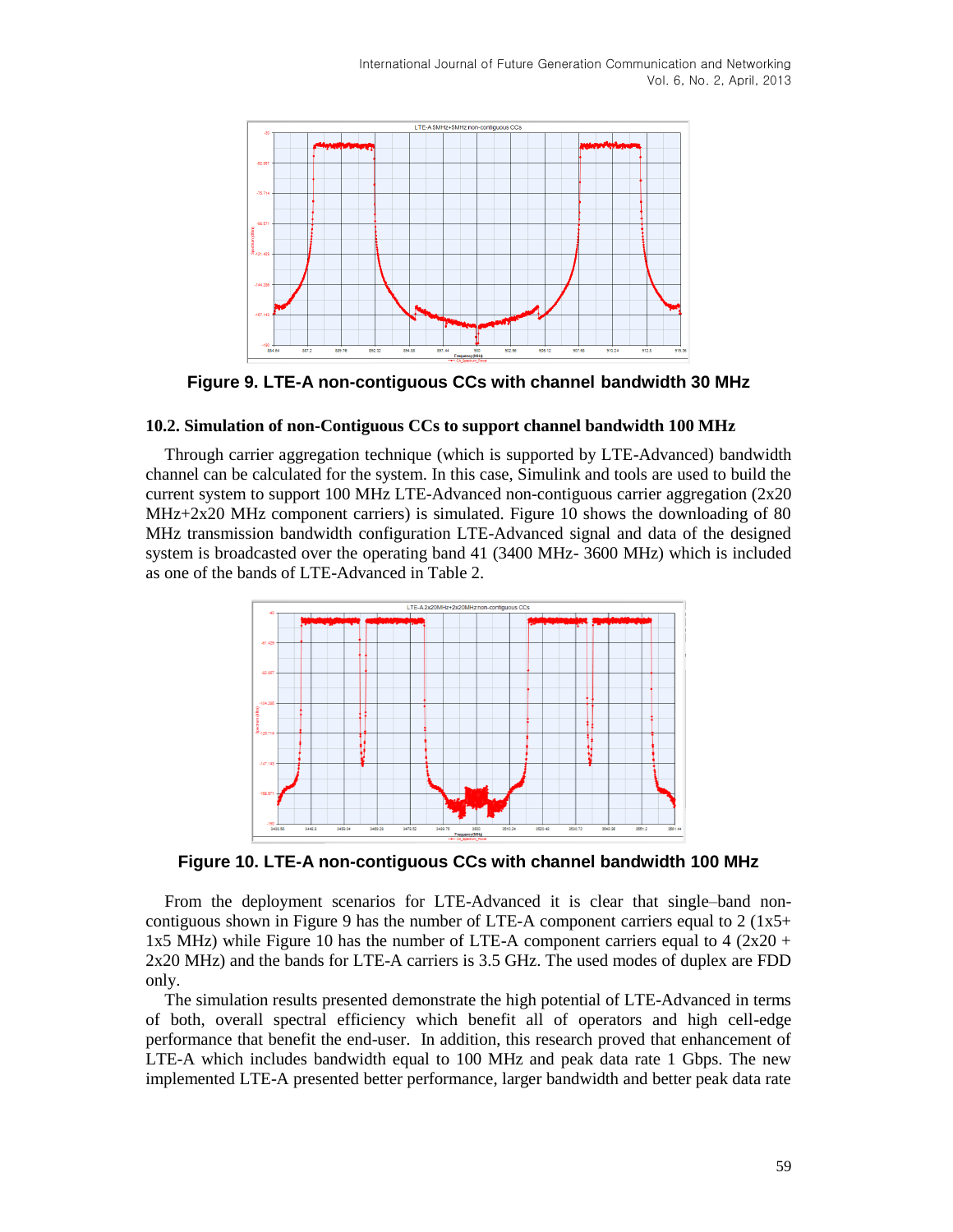Figure 9. LTE-A non-contiguous CCs with channel bandwidth 30 MHz

### 10.2. Simulation of non-Contiguous CCs to support channel bandwidth 100 MHz

Through carrier aggregation technique (which is supported by LTE-Advanced) bandwidth channel can be calculated for the system. In this case, Simulink and tools are used to build the current system to support 100 MHz LTE-Advanced non-contiguous carrier aggregation (2x20 MHz+2x20 MHz component carriers) is simulated. Figure 10 shows the downloading of 80 MHz transmission bandwidth configuration LTE-Advanced signal and data of the designed system is broadcasted over the operating band 41 (3400 MHz- 3600 MHz) which is included as one of the bands of LTE-Advanced in Table 2.

Figure 10. LTE-A non-contiguous CCs with channel bandwidth 100 MHz

From the deployment scenarios for LTE-Advanced it is clear that single–band non-contiguous shown in Figure 9 has the number of LTE-A component carriers equal to 2 (1x5+ 1x5 MHz) while Figure 10 has the number of LTE-A component carriers equal to 4 (2x20 + 2x20 MHz) and the bands for LTE-A carriers is 3.5 GHz. The used modes of duplex are FDD only.

The simulation results presented demonstrate the high potential of LTE-Advanced in terms of both, overall spectral efficiency which benefit all of operators and high cell-edge performance that benefit the end-user. In addition, this research proved that enhancement of LTE-A which includes bandwidth equal to 100 MHz and peak data rate 1 Gbps. The new implemented LTE-A presented better performance, larger bandwidth and better peak data rate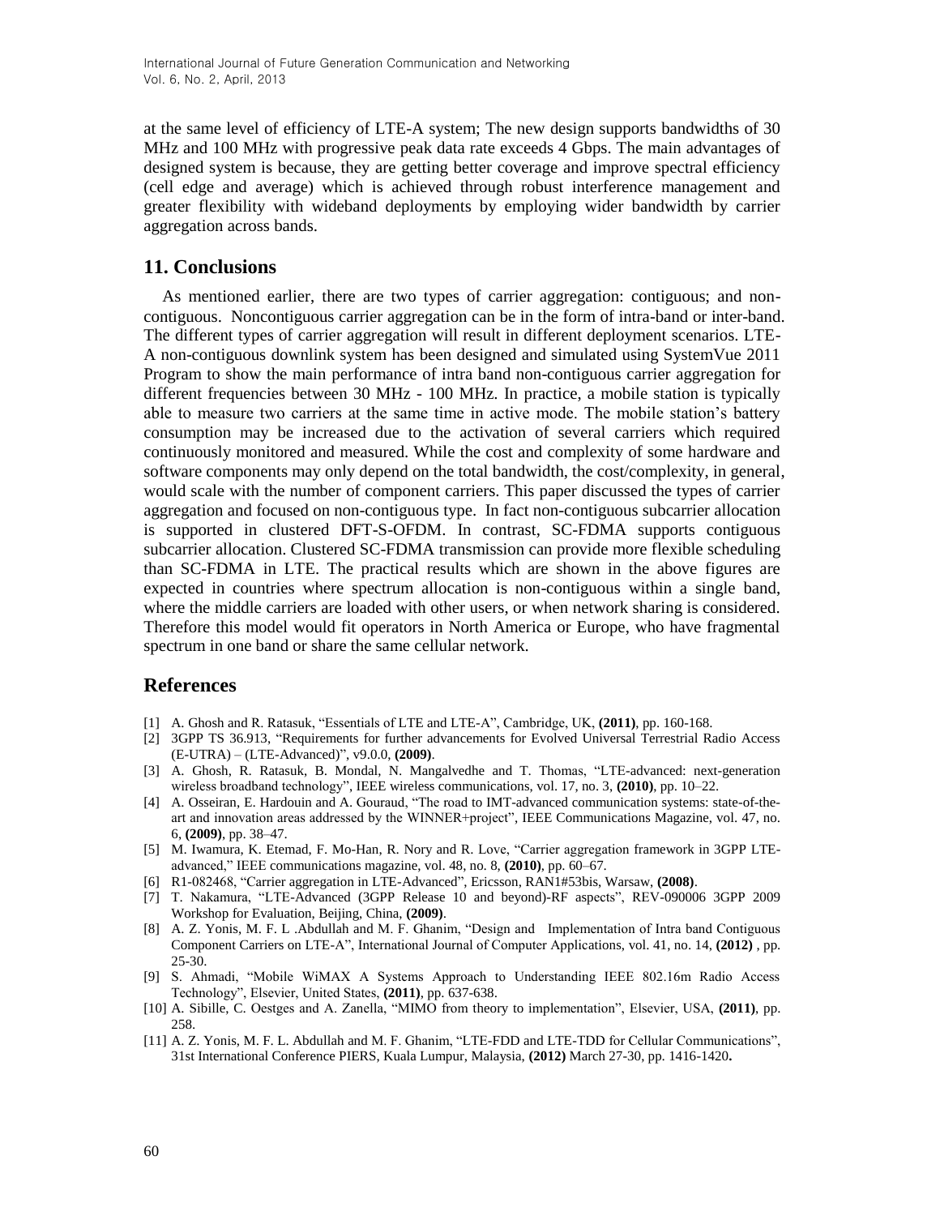at the same level of efficiency of LTE-A system; The new design supports bandwidths of 30 MHz and 100 MHz with progressive peak data rate exceeds 4 Gbps. The main advantages of designed system is because, they are getting better coverage and improve spectral efficiency (cell edge and average) which is achieved through robust interference management and greater flexibility with wideband deployments by employing wider bandwidth by carrier aggregation across bands.

## 11. Conclusions

As mentioned earlier, there are two types of carrier aggregation: contiguous; and non-contiguous. Noncontiguous carrier aggregation can be in the form of intra-band or inter-band. The different types of carrier aggregation will result in different deployment scenarios. LTE-A non-contiguous downlink system has been designed and simulated using SystemVue 2011 Program to show the main performance of intra band non-contiguous carrier aggregation for different frequencies between 30 MHz - 100 MHz. In practice, a mobile station is typically able to measure two carriers at the same time in active mode. The mobile station's battery consumption may be increased due to the activation of several carriers which required continuously monitored and measured. While the cost and complexity of some hardware and software components may only depend on the total bandwidth, the cost/complexity, in general, would scale with the number of component carriers. This paper discussed the types of carrier aggregation and focused on non-contiguous type. In fact non-contiguous subcarrier allocation is supported in clustered DFT-S-OFDM. In contrast, SC-FDMA supports contiguous subcarrier allocation. Clustered SC-FDMA transmission can provide more flexible scheduling than SC-FDMA in LTE. The practical results which are shown in the above figures are expected in countries where spectrum allocation is non-contiguous within a single band, where the middle carriers are loaded with other users, or when network sharing is considered. Therefore this model would fit operators in North America or Europe, who have fragmental spectrum in one band or share the same cellular network.

## References

[1] A. Ghosh and R. Ratasuk, "Essentials of LTE and LTE-A", Cambridge, UK, **(2011)**, pp. 160-168.

[2] 3GPP TS 36.913, "Requirements for further advancements for Evolved Universal Terrestrial Radio Access (E-UTRA) – (LTE-Advanced)", v9.0.0, **(2009)**.

[3] A. Ghosh, R. Ratasuk, B. Mondal, N. Mangalvedhe and T. Thomas, "LTE-advanced: next-generation wireless broadband technology", IEEE wireless communications, vol. 17, no. 3, **(2010)**, pp. 10–22.

[4] A. Osseiran, E. Hardouin and A. Gouraud, "The road to IMT-advanced communication systems: state-of-the-art and innovation areas addressed by the WINNER+project", IEEE Communications Magazine, vol. 47, no. 6, **(2009)**, pp. 38–47.

[5] M. Iwamura, K. Etemad, F. Mo-Han, R. Nory and R. Love, "Carrier aggregation framework in 3GPP LTE-advanced," IEEE communications magazine, vol. 48, no. 8, **(2010)**, pp. 60–67.

[6] R1-082468, "Carrier aggregation in LTE-Advanced", Ericsson, RAN1#53bis, Warsaw, **(2008)**.

[7] T. Nakamura, "LTE-Advanced (3GPP Release 10 and beyond)-RF aspects", REV-090006 3GPP 2009 Workshop for Evaluation, Beijing, China, **(2009)**.

[8] A. Z. Yonis, M. F. L .Abdullah and M. F. Ghanim, "Design and Implementation of Intra band Contiguous Component Carriers on LTE-A", International Journal of Computer Applications, vol. 41, no. 14, **(2012)** , pp. 25-30.

[9] S. Ahmadi, "Mobile WiMAX A Systems Approach to Understanding IEEE 802.16m Radio Access Technology", Elsevier, United States, **(2011)**, pp. 637-638.

[10] A. Sibille, C. Oestges and A. Zanella, "MIMO from theory to implementation", Elsevier, USA, **(2011)**, pp. 258.

[11] A. Z. Yonis, M. F. L. Abdullah and M. F. Ghanim, "LTE-FDD and LTE-TDD for Cellular Communications", 31st International Conference PIERS, Kuala Lumpur, Malaysia, **(2012)** March 27-30, pp. 1416-1420**.**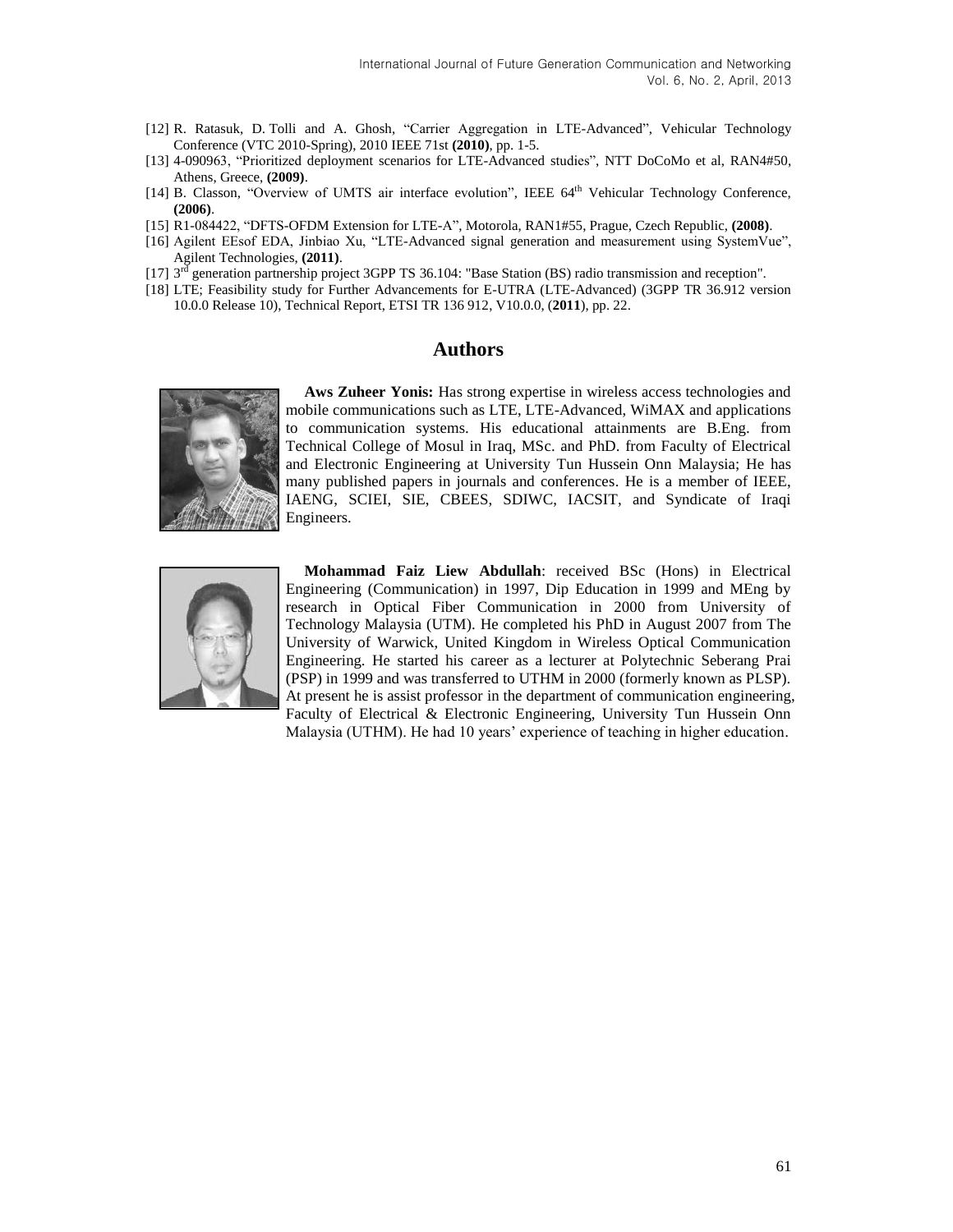[12] R. Ratasuk, D. Tolli and A. Ghosh, "Carrier Aggregation in LTE-Advanced", Vehicular Technology Conference (VTC 2010-Spring), 2010 IEEE 71st **(2010)**, pp. 1-5.

[13] 4-090963, "Prioritized deployment scenarios for LTE-Advanced studies", NTT DoCoMo et al, RAN4#50, Athens, Greece, **(2009)**.

[14] B. Classon, "Overview of UMTS air interface evolution", IEEE 64th Vehicular Technology Conference, **(2006)**.

[15] R1-084422, "DFTS-OFDM Extension for LTE-A", Motorola, RAN1#55, Prague, Czech Republic, **(2008)**.

[16] Agilent EEsof EDA, Jinbiao Xu, "LTE-Advanced signal generation and measurement using SystemVue", Agilent Technologies, **(2011)**.

[17] 3rd generation partnership project 3GPP TS 36.104: "Base Station (BS) radio transmission and reception".

[18] LTE; Feasibility study for Further Advancements for E-UTRA (LTE-Advanced) (3GPP TR 36.912 version 10.0.0 Release 10), Technical Report, ETSI TR 136 912, V10.0.0, (**2011**), pp. 22.

## Authors

**Aws Zuheer Yonis:** Has strong expertise in wireless access technologies and mobile communications such as LTE, LTE-Advanced, WiMAX and applications to communication systems. His educational attainments are B.Eng. from Technical College of Mosul in Iraq, MSc. and PhD. from Faculty of Electrical and Electronic Engineering at University Tun Hussein Onn Malaysia; He has many published papers in journals and conferences. He is a member of IEEE, IAENG, SCIEI, SIE, CBEES, SDIWC, IACSIT, and Syndicate of Iraqi Engineers.

**Mohammad Faiz Liew Abdullah**: received BSc (Hons) in Electrical Engineering (Communication) in 1997, Dip Education in 1999 and MEng by research in Optical Fiber Communication in 2000 from University of Technology Malaysia (UTM). He completed his PhD in August 2007 from The University of Warwick, United Kingdom in Wireless Optical Communication Engineering. He started his career as a lecturer at Polytechnic Seberang Prai (PSP) in 1999 and was transferred to UTHM in 2000 (formerly known as PLSP). At present he is assist professor in the department of communication engineering, Faculty of Electrical & Electronic Engineering, University Tun Hussein Onn Malaysia (UTHM). He had 10 years' experience of teaching in higher education.